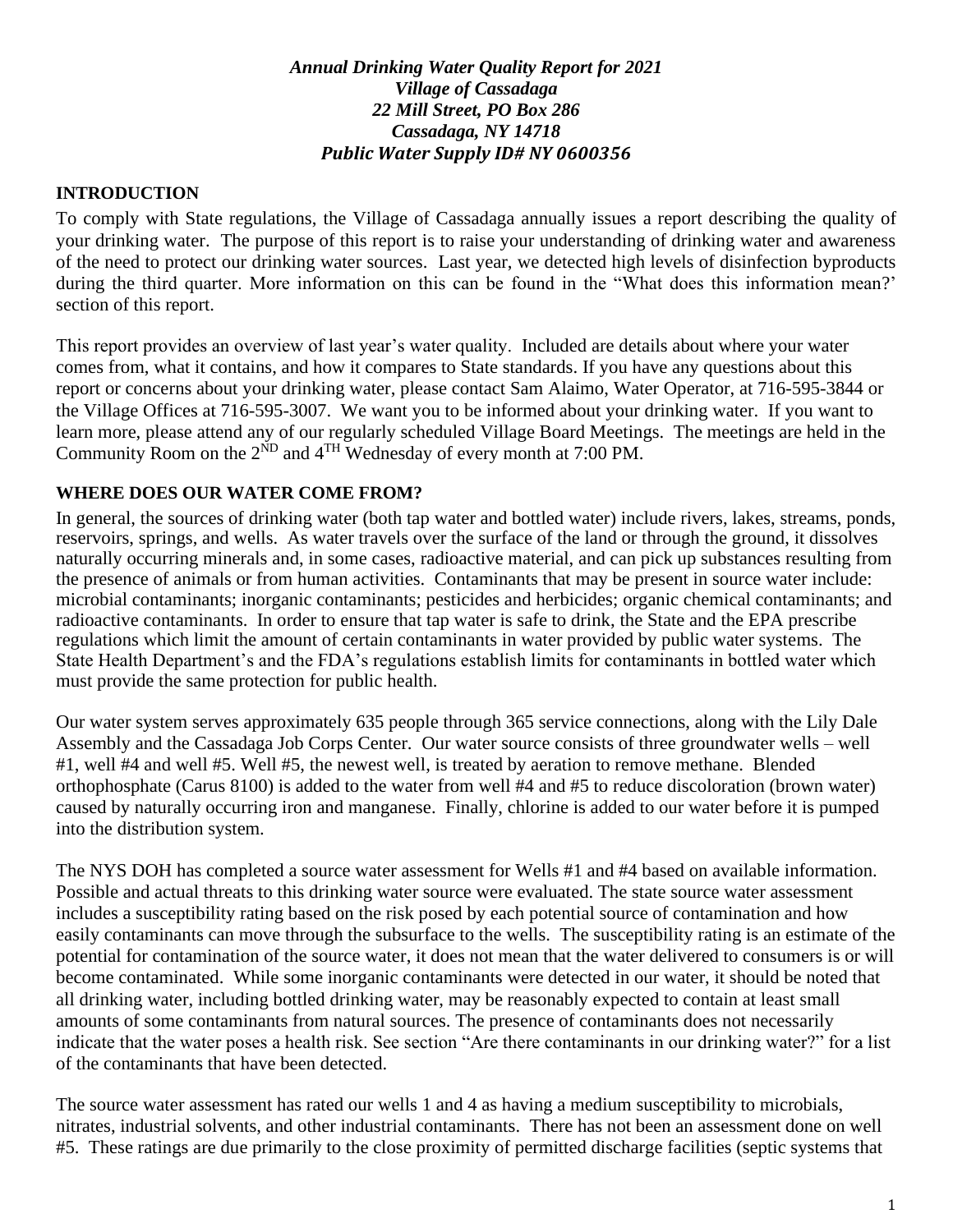***Annual Drinking Water Quality Report for 2021***
***Village of Cassadaga***
***22 Mill Street, PO Box 286***
***Cassadaga, NY 14718***
***Public Water Supply ID# NY 0600356***

## INTRODUCTION

To comply with State regulations, the Village of Cassadaga annually issues a report describing the quality of your drinking water. The purpose of this report is to raise your understanding of drinking water and awareness of the need to protect our drinking water sources. Last year, we detected high levels of disinfection byproducts during the third quarter. More information on this can be found in the "What does this information mean?' section of this report.

This report provides an overview of last year's water quality. Included are details about where your water comes from, what it contains, and how it compares to State standards. If you have any questions about this report or concerns about your drinking water, please contact Sam Alaimo, Water Operator, at 716-595-3844 or the Village Offices at 716-595-3007. We want you to be informed about your drinking water. If you want to learn more, please attend any of our regularly scheduled Village Board Meetings. The meetings are held in the Community Room on the 2ND and 4TH Wednesday of every month at 7:00 PM.

## WHERE DOES OUR WATER COME FROM?

In general, the sources of drinking water (both tap water and bottled water) include rivers, lakes, streams, ponds, reservoirs, springs, and wells. As water travels over the surface of the land or through the ground, it dissolves naturally occurring minerals and, in some cases, radioactive material, and can pick up substances resulting from the presence of animals or from human activities. Contaminants that may be present in source water include: microbial contaminants; inorganic contaminants; pesticides and herbicides; organic chemical contaminants; and radioactive contaminants. In order to ensure that tap water is safe to drink, the State and the EPA prescribe regulations which limit the amount of certain contaminants in water provided by public water systems. The State Health Department's and the FDA's regulations establish limits for contaminants in bottled water which must provide the same protection for public health.

Our water system serves approximately 635 people through 365 service connections, along with the Lily Dale Assembly and the Cassadaga Job Corps Center. Our water source consists of three groundwater wells – well #1, well #4 and well #5. Well #5, the newest well, is treated by aeration to remove methane. Blended orthophosphate (Carus 8100) is added to the water from well #4 and #5 to reduce discoloration (brown water) caused by naturally occurring iron and manganese. Finally, chlorine is added to our water before it is pumped into the distribution system.

The NYS DOH has completed a source water assessment for Wells #1 and #4 based on available information. Possible and actual threats to this drinking water source were evaluated. The state source water assessment includes a susceptibility rating based on the risk posed by each potential source of contamination and how easily contaminants can move through the subsurface to the wells. The susceptibility rating is an estimate of the potential for contamination of the source water, it does not mean that the water delivered to consumers is or will become contaminated. While some inorganic contaminants were detected in our water, it should be noted that all drinking water, including bottled drinking water, may be reasonably expected to contain at least small amounts of some contaminants from natural sources. The presence of contaminants does not necessarily indicate that the water poses a health risk. See section "Are there contaminants in our drinking water?" for a list of the contaminants that have been detected.

The source water assessment has rated our wells 1 and 4 as having a medium susceptibility to microbials, nitrates, industrial solvents, and other industrial contaminants. There has not been an assessment done on well #5. These ratings are due primarily to the close proximity of permitted discharge facilities (septic systems that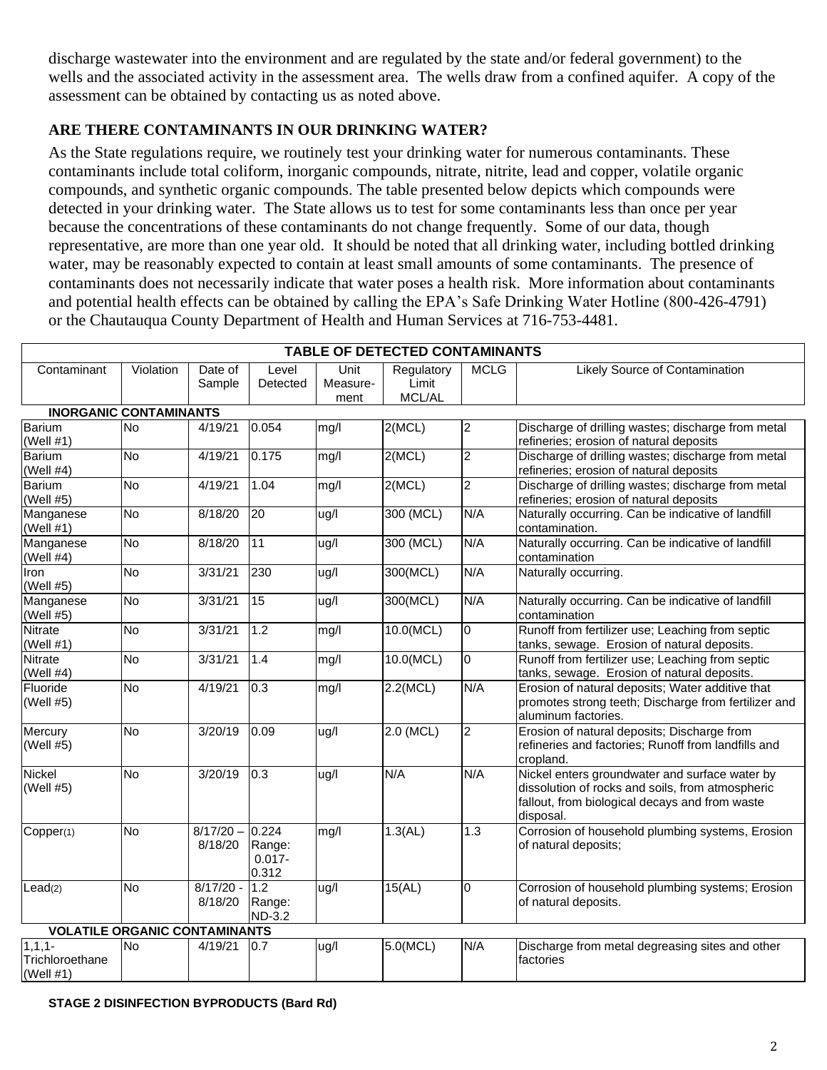discharge wastewater into the environment and are regulated by the state and/or federal government) to the wells and the associated activity in the assessment area. The wells draw from a confined aquifer. A copy of the assessment can be obtained by contacting us as noted above.

## ARE THERE CONTAMINANTS IN OUR DRINKING WATER?

As the State regulations require, we routinely test your drinking water for numerous contaminants. These contaminants include total coliform, inorganic compounds, nitrate, nitrite, lead and copper, volatile organic compounds, and synthetic organic compounds. The table presented below depicts which compounds were detected in your drinking water. The State allows us to test for some contaminants less than once per year because the concentrations of these contaminants do not change frequently. Some of our data, though representative, are more than one year old. It should be noted that all drinking water, including bottled drinking water, may be reasonably expected to contain at least small amounts of some contaminants. The presence of contaminants does not necessarily indicate that water poses a health risk. More information about contaminants and potential health effects can be obtained by calling the EPA's Safe Drinking Water Hotline (800-426-4791) or the Chautauqua County Department of Health and Human Services at 716-753-4481.

| TABLE OF DETECTED CONTAMINANTS | | | | | | | |
|---|---|---|---|---|---|---|---|
| Contaminant | Violation | Date of Sample | Level Detected | Unit Measure-ment | Regulatory Limit MCL/AL | MCLG | Likely Source of Contamination |
| **INORGANIC CONTAMINANTS** | | | | | | | |
| Barium (Well #1) | No | 4/19/21 | 0.054 | mg/l | 2(MCL) | 2 | Discharge of drilling wastes; discharge from metal refineries; erosion of natural deposits |
| Barium (Well #4) | No | 4/19/21 | 0.175 | mg/l | 2(MCL) | 2 | Discharge of drilling wastes; discharge from metal refineries; erosion of natural deposits |
| Barium (Well #5) | No | 4/19/21 | 1.04 | mg/l | 2(MCL) | 2 | Discharge of drilling wastes; discharge from metal refineries; erosion of natural deposits |
| Manganese (Well #1) | No | 8/18/20 | 20 | ug/l | 300 (MCL) | N/A | Naturally occurring. Can be indicative of landfill contamination. |
| Manganese (Well #4) | No | 8/18/20 | 11 | ug/l | 300 (MCL) | N/A | Naturally occurring. Can be indicative of landfill contamination |
| Iron (Well #5) | No | 3/31/21 | 230 | ug/l | 300(MCL) | N/A | Naturally occurring. |
| Manganese (Well #5) | No | 3/31/21 | 15 | ug/l | 300(MCL) | N/A | Naturally occurring. Can be indicative of landfill contamination |
| Nitrate (Well #1) | No | 3/31/21 | 1.2 | mg/l | 10.0(MCL) | 0 | Runoff from fertilizer use; Leaching from septic tanks, sewage. Erosion of natural deposits. |
| Nitrate (Well #4) | No | 3/31/21 | 1.4 | mg/l | 10.0(MCL) | 0 | Runoff from fertilizer use; Leaching from septic tanks, sewage. Erosion of natural deposits. |
| Fluoride (Well #5) | No | 4/19/21 | 0.3 | mg/l | 2.2(MCL) | N/A | Erosion of natural deposits; Water additive that promotes strong teeth; Discharge from fertilizer and aluminum factories. |
| Mercury (Well #5) | No | 3/20/19 | 0.09 | ug/l | 2.0 (MCL) | 2 | Erosion of natural deposits; Discharge from refineries and factories; Runoff from landfills and cropland. |
| Nickel (Well #5) | No | 3/20/19 | 0.3 | ug/l | N/A | N/A | Nickel enters groundwater and surface water by dissolution of rocks and soils, from atmospheric fallout, from biological decays and from waste disposal. |
| Copper(1) | No | 8/17/20 – 8/18/20 | 0.224 Range: 0.017-0.312 | mg/l | 1.3(AL) | 1.3 | Corrosion of household plumbing systems, Erosion of natural deposits; |
| Lead(2) | No | 8/17/20 - 8/18/20 | 1.2 Range: ND-3.2 | ug/l | 15(AL) | 0 | Corrosion of household plumbing systems; Erosion of natural deposits. |
| **VOLATILE ORGANIC CONTAMINANTS** | | | | | | | |
| 1,1,1-Trichloroethane (Well #1) | No | 4/19/21 | 0.7 | ug/l | 5.0(MCL) | N/A | Discharge from metal degreasing sites and other factories |

**STAGE 2 DISINFECTION BYPRODUCTS (Bard Rd)**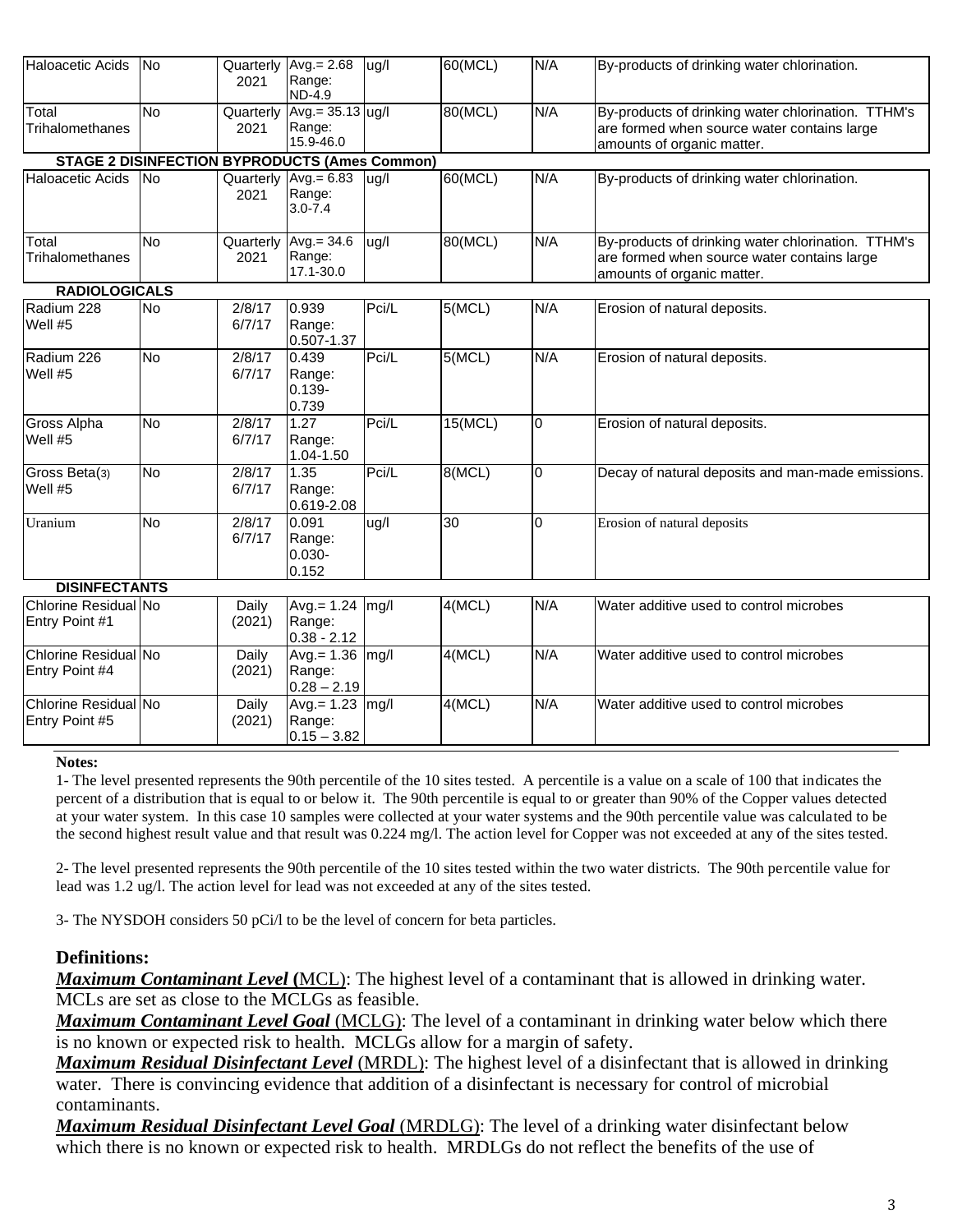| | | | | | | | |
|---|---|---|---|---|---|---|---|
| Haloacetic Acids | No | Quarterly 2021 | Avg.= 2.68 Range: ND-4.9 | ug/l | 60(MCL) | N/A | By-products of drinking water chlorination. |
| Total Trihalomethanes | No | Quarterly 2021 | Avg.= 35.13 Range: 15.9-46.0 | ug/l | 80(MCL) | N/A | By-products of drinking water chlorination. TTHM's are formed when source water contains large amounts of organic matter. |
| **STAGE 2 DISINFECTION BYPRODUCTS (Ames Common)** | | | | | | | |
| Haloacetic Acids | No | Quarterly 2021 | Avg.= 6.83 Range: 3.0-7.4 | ug/l | 60(MCL) | N/A | By-products of drinking water chlorination. |
| Total Trihalomethanes | No | Quarterly 2021 | Avg.= 34.6 Range: 17.1-30.0 | ug/l | 80(MCL) | N/A | By-products of drinking water chlorination. TTHM's are formed when source water contains large amounts of organic matter. |
| **RADIOLOGICALS** | | | | | | | |
| Radium 228 Well #5 | No | 2/8/17 6/7/17 | 0.939 Range: 0.507-1.37 | Pci/L | 5(MCL) | N/A | Erosion of natural deposits. |
| Radium 226 Well #5 | No | 2/8/17 6/7/17 | 0.439 Range: 0.139-0.739 | Pci/L | 5(MCL) | N/A | Erosion of natural deposits. |
| Gross Alpha Well #5 | No | 2/8/17 6/7/17 | 1.27 Range: 1.04-1.50 | Pci/L | 15(MCL) | 0 | Erosion of natural deposits. |
| Gross Beta(3) Well #5 | No | 2/8/17 6/7/17 | 1.35 Range: 0.619-2.08 | Pci/L | 8(MCL) | 0 | Decay of natural deposits and man-made emissions. |
| Uranium | No | 2/8/17 6/7/17 | 0.091 Range: 0.030-0.152 | ug/l | 30 | 0 | Erosion of natural deposits |
| **DISINFECTANTS** | | | | | | | |
| Chlorine Residual Entry Point #1 | No | Daily (2021) | Avg.= 1.24 Range: 0.38 - 2.12 | mg/l | 4(MCL) | N/A | Water additive used to control microbes |
| Chlorine Residual Entry Point #4 | No | Daily (2021) | Avg.= 1.36 Range: 0.28 – 2.19 | mg/l | 4(MCL) | N/A | Water additive used to control microbes |
| Chlorine Residual Entry Point #5 | No | Daily (2021) | Avg.= 1.23 Range: 0.15 – 3.82 | mg/l | 4(MCL) | N/A | Water additive used to control microbes |

**Notes:**

1- The level presented represents the 90th percentile of the 10 sites tested. A percentile is a value on a scale of 100 that indicates the percent of a distribution that is equal to or below it. The 90th percentile is equal to or greater than 90% of the Copper values detected at your water system. In this case 10 samples were collected at your water systems and the 90th percentile value was calculated to be the second highest result value and that result was 0.224 mg/l. The action level for Copper was not exceeded at any of the sites tested.

2- The level presented represents the 90th percentile of the 10 sites tested within the two water districts. The 90th percentile value for lead was 1.2 ug/l. The action level for lead was not exceeded at any of the sites tested.

3- The NYSDOH considers 50 pCi/l to be the level of concern for beta particles.

## Definitions:

***Maximum Contaminant Level*** **(**MCL): The highest level of a contaminant that is allowed in drinking water. MCLs are set as close to the MCLGs as feasible.

***Maximum Contaminant Level Goal*** (MCLG): The level of a contaminant in drinking water below which there is no known or expected risk to health. MCLGs allow for a margin of safety.

***Maximum Residual Disinfectant Level*** (MRDL): The highest level of a disinfectant that is allowed in drinking water. There is convincing evidence that addition of a disinfectant is necessary for control of microbial contaminants.

***Maximum Residual Disinfectant Level Goal*** (MRDLG): The level of a drinking water disinfectant below which there is no known or expected risk to health. MRDLGs do not reflect the benefits of the use of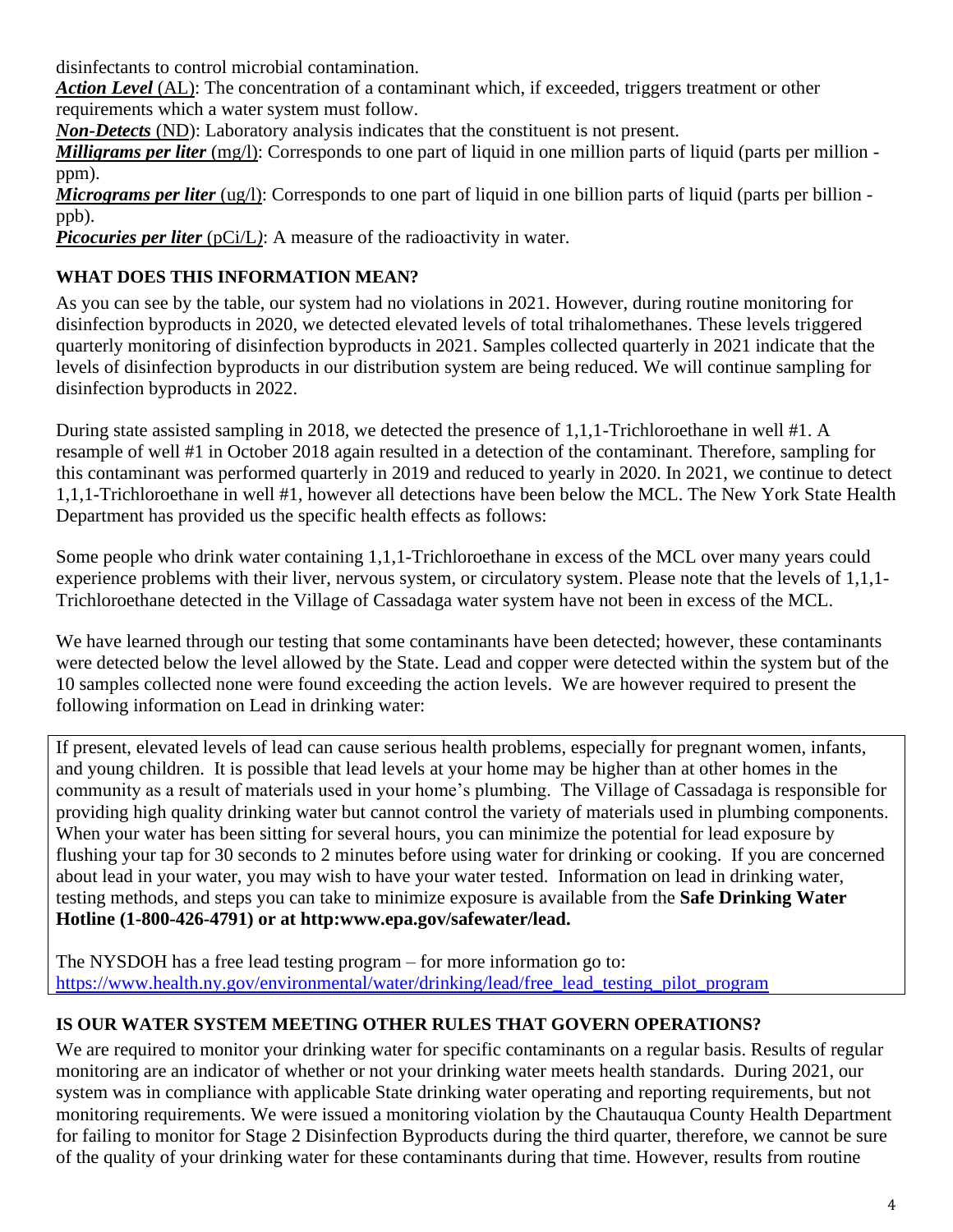disinfectants to control microbial contamination.

***Action Level*** (AL): The concentration of a contaminant which, if exceeded, triggers treatment or other requirements which a water system must follow.

***Non-Detects*** (ND): Laboratory analysis indicates that the constituent is not present.

***Milligrams per liter*** (mg/l): Corresponds to one part of liquid in one million parts of liquid (parts per million - ppm).

***Micrograms per liter*** (ug/l): Corresponds to one part of liquid in one billion parts of liquid (parts per billion - ppb).

***Picocuries per liter*** (pCi/L): A measure of the radioactivity in water.

## WHAT DOES THIS INFORMATION MEAN?

As you can see by the table, our system had no violations in 2021. However, during routine monitoring for disinfection byproducts in 2020, we detected elevated levels of total trihalomethanes. These levels triggered quarterly monitoring of disinfection byproducts in 2021. Samples collected quarterly in 2021 indicate that the levels of disinfection byproducts in our distribution system are being reduced. We will continue sampling for disinfection byproducts in 2022.

During state assisted sampling in 2018, we detected the presence of 1,1,1-Trichloroethane in well #1. A resample of well #1 in October 2018 again resulted in a detection of the contaminant. Therefore, sampling for this contaminant was performed quarterly in 2019 and reduced to yearly in 2020. In 2021, we continue to detect 1,1,1-Trichloroethane in well #1, however all detections have been below the MCL. The New York State Health Department has provided us the specific health effects as follows:

Some people who drink water containing 1,1,1-Trichloroethane in excess of the MCL over many years could experience problems with their liver, nervous system, or circulatory system. Please note that the levels of 1,1,1-Trichloroethane detected in the Village of Cassadaga water system have not been in excess of the MCL.

We have learned through our testing that some contaminants have been detected; however, these contaminants were detected below the level allowed by the State. Lead and copper were detected within the system but of the 10 samples collected none were found exceeding the action levels. We are however required to present the following information on Lead in drinking water:

If present, elevated levels of lead can cause serious health problems, especially for pregnant women, infants, and young children. It is possible that lead levels at your home may be higher than at other homes in the community as a result of materials used in your home's plumbing. The Village of Cassadaga is responsible for providing high quality drinking water but cannot control the variety of materials used in plumbing components. When your water has been sitting for several hours, you can minimize the potential for lead exposure by flushing your tap for 30 seconds to 2 minutes before using water for drinking or cooking. If you are concerned about lead in your water, you may wish to have your water tested. Information on lead in drinking water, testing methods, and steps you can take to minimize exposure is available from the **Safe Drinking Water Hotline (1-800-426-4791) or at http:www.epa.gov/safewater/lead.**

The NYSDOH has a free lead testing program – for more information go to: [https://www.health.ny.gov/environmental/water/drinking/lead/free_lead_testing_pilot_program](https://www.health.ny.gov/environmental/water/drinking/lead/free_lead_testing_pilot_program)

## IS OUR WATER SYSTEM MEETING OTHER RULES THAT GOVERN OPERATIONS?

We are required to monitor your drinking water for specific contaminants on a regular basis. Results of regular monitoring are an indicator of whether or not your drinking water meets health standards. During 2021, our system was in compliance with applicable State drinking water operating and reporting requirements, but not monitoring requirements. We were issued a monitoring violation by the Chautauqua County Health Department for failing to monitor for Stage 2 Disinfection Byproducts during the third quarter, therefore, we cannot be sure of the quality of your drinking water for these contaminants during that time. However, results from routine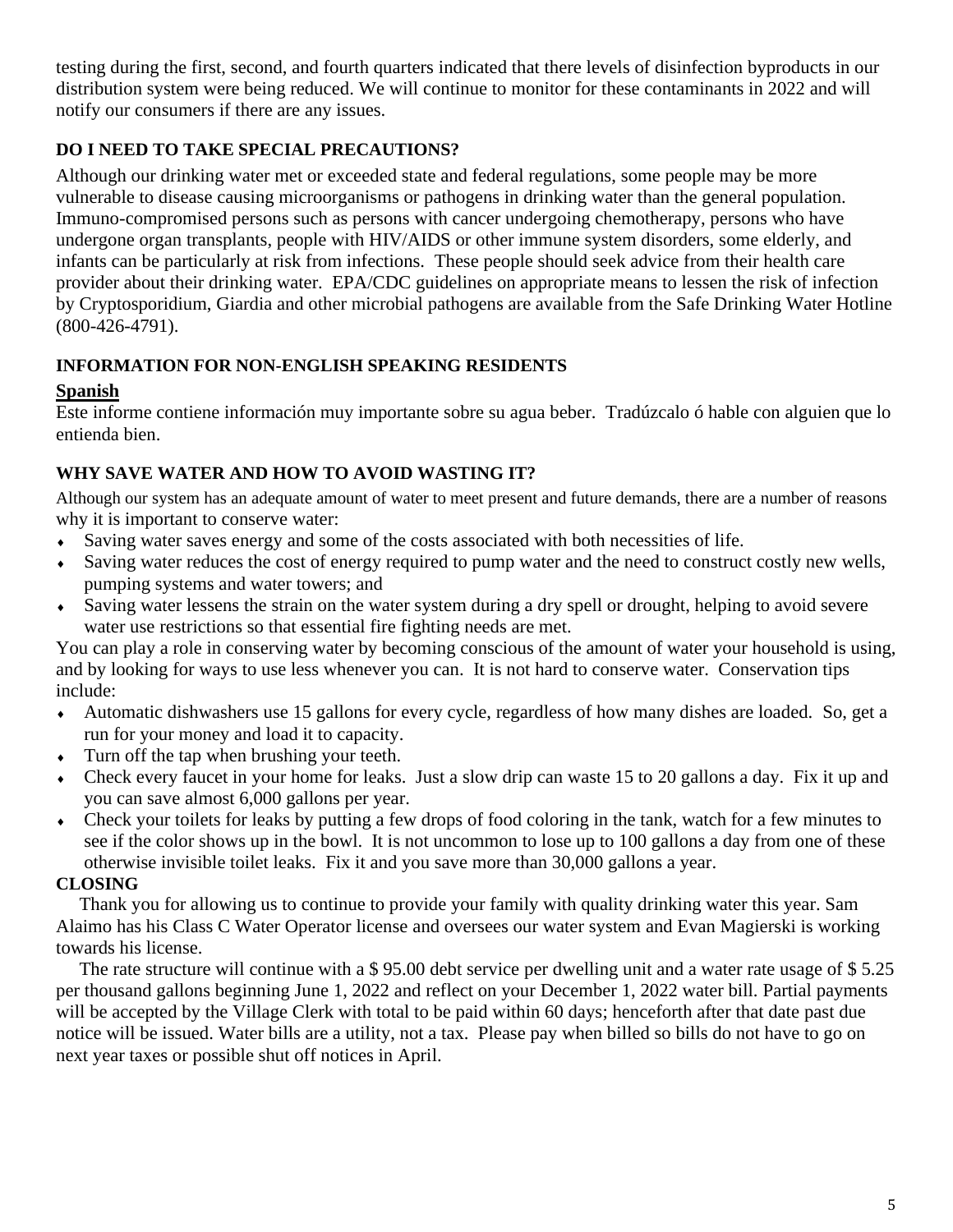testing during the first, second, and fourth quarters indicated that there levels of disinfection byproducts in our distribution system were being reduced. We will continue to monitor for these contaminants in 2022 and will notify our consumers if there are any issues.

## DO I NEED TO TAKE SPECIAL PRECAUTIONS?

Although our drinking water met or exceeded state and federal regulations, some people may be more vulnerable to disease causing microorganisms or pathogens in drinking water than the general population. Immuno-compromised persons such as persons with cancer undergoing chemotherapy, persons who have undergone organ transplants, people with HIV/AIDS or other immune system disorders, some elderly, and infants can be particularly at risk from infections. These people should seek advice from their health care provider about their drinking water. EPA/CDC guidelines on appropriate means to lessen the risk of infection by Cryptosporidium, Giardia and other microbial pathogens are available from the Safe Drinking Water Hotline (800-426-4791).

## INFORMATION FOR NON-ENGLISH SPEAKING RESIDENTS

**Spanish**

Este informe contiene información muy importante sobre su agua beber. Tradúzcalo ó hable con alguien que lo entienda bien.

## WHY SAVE WATER AND HOW TO AVOID WASTING IT?

Although our system has an adequate amount of water to meet present and future demands, there are a number of reasons why it is important to conserve water:

- Saving water saves energy and some of the costs associated with both necessities of life.
- Saving water reduces the cost of energy required to pump water and the need to construct costly new wells, pumping systems and water towers; and
- Saving water lessens the strain on the water system during a dry spell or drought, helping to avoid severe water use restrictions so that essential fire fighting needs are met.

You can play a role in conserving water by becoming conscious of the amount of water your household is using, and by looking for ways to use less whenever you can. It is not hard to conserve water. Conservation tips include:

- Automatic dishwashers use 15 gallons for every cycle, regardless of how many dishes are loaded. So, get a run for your money and load it to capacity.
- Turn off the tap when brushing your teeth.
- Check every faucet in your home for leaks. Just a slow drip can waste 15 to 20 gallons a day. Fix it up and you can save almost 6,000 gallons per year.
- Check your toilets for leaks by putting a few drops of food coloring in the tank, watch for a few minutes to see if the color shows up in the bowl. It is not uncommon to lose up to 100 gallons a day from one of these otherwise invisible toilet leaks. Fix it and you save more than 30,000 gallons a year.

## CLOSING

Thank you for allowing us to continue to provide your family with quality drinking water this year. Sam Alaimo has his Class C Water Operator license and oversees our water system and Evan Magierski is working towards his license.

The rate structure will continue with a $ 95.00 debt service per dwelling unit and a water rate usage of $ 5.25 per thousand gallons beginning June 1, 2022 and reflect on your December 1, 2022 water bill. Partial payments will be accepted by the Village Clerk with total to be paid within 60 days; henceforth after that date past due notice will be issued. Water bills are a utility, not a tax. Please pay when billed so bills do not have to go on next year taxes or possible shut off notices in April.